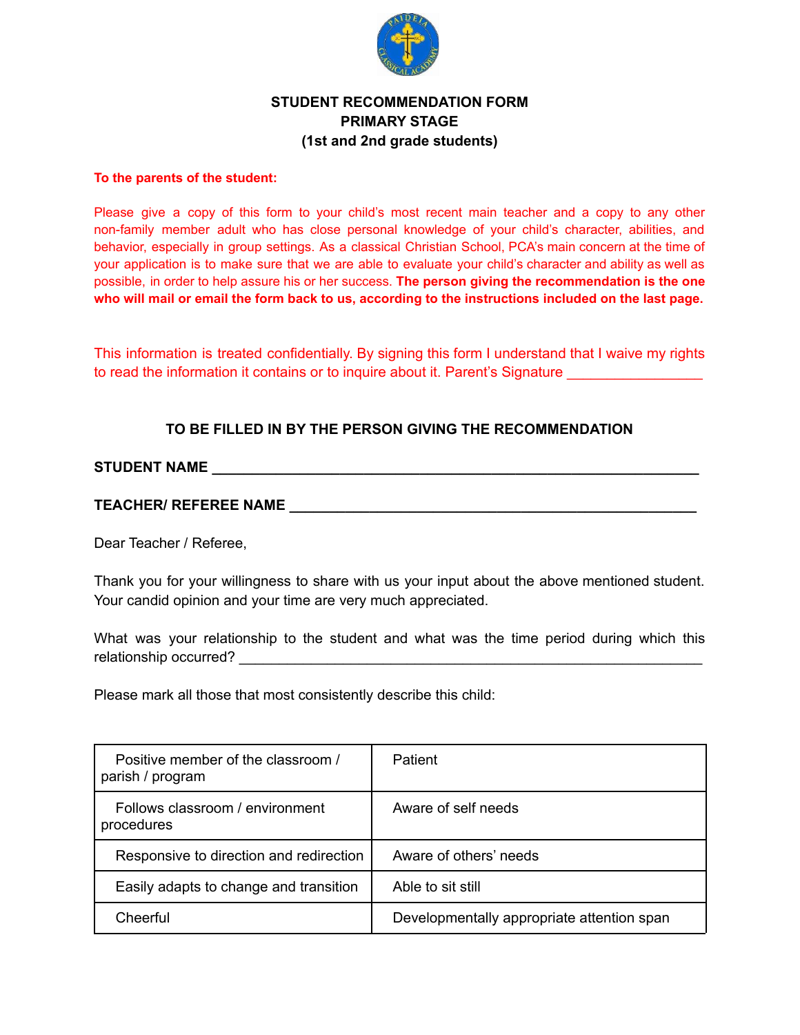# STUDENT RECOMMENDATION FORM
## PRIMARY STAGE
## (1st and 2nd grade students)

**To the parents of the student:**

Please give a copy of this form to your child's most recent main teacher and a copy to any other non-family member adult who has close personal knowledge of your child's character, abilities, and behavior, especially in group settings. As a classical Christian School, PCA's main concern at the time of your application is to make sure that we are able to evaluate your child's character and ability as well as possible, in order to help assure his or her success. **The person giving the recommendation is the one who will mail or email the form back to us, according to the instructions included on the last page.**

This information is treated confidentially. By signing this form I understand that I waive my rights to read the information it contains or to inquire about it. Parent's Signature _________________

**TO BE FILLED IN BY THE PERSON GIVING THE RECOMMENDATION**

**STUDENT NAME** _______________________________________________________________

**TEACHER/ REFEREE NAME** ______________________________________________________

Dear Teacher / Referee,

Thank you for your willingness to share with us your input about the above mentioned student. Your candid opinion and your time are very much appreciated.

What was your relationship to the student and what was the time period during which this relationship occurred? ___________________________________________________________

Please mark all those that most consistently describe this child:

| | |
|---|---|
| Positive member of the classroom / parish / program | Patient |
| Follows classroom / environment procedures | Aware of self needs |
| Responsive to direction and redirection | Aware of others' needs |
| Easily adapts to change and transition | Able to sit still |
| Cheerful | Developmentally appropriate attention span |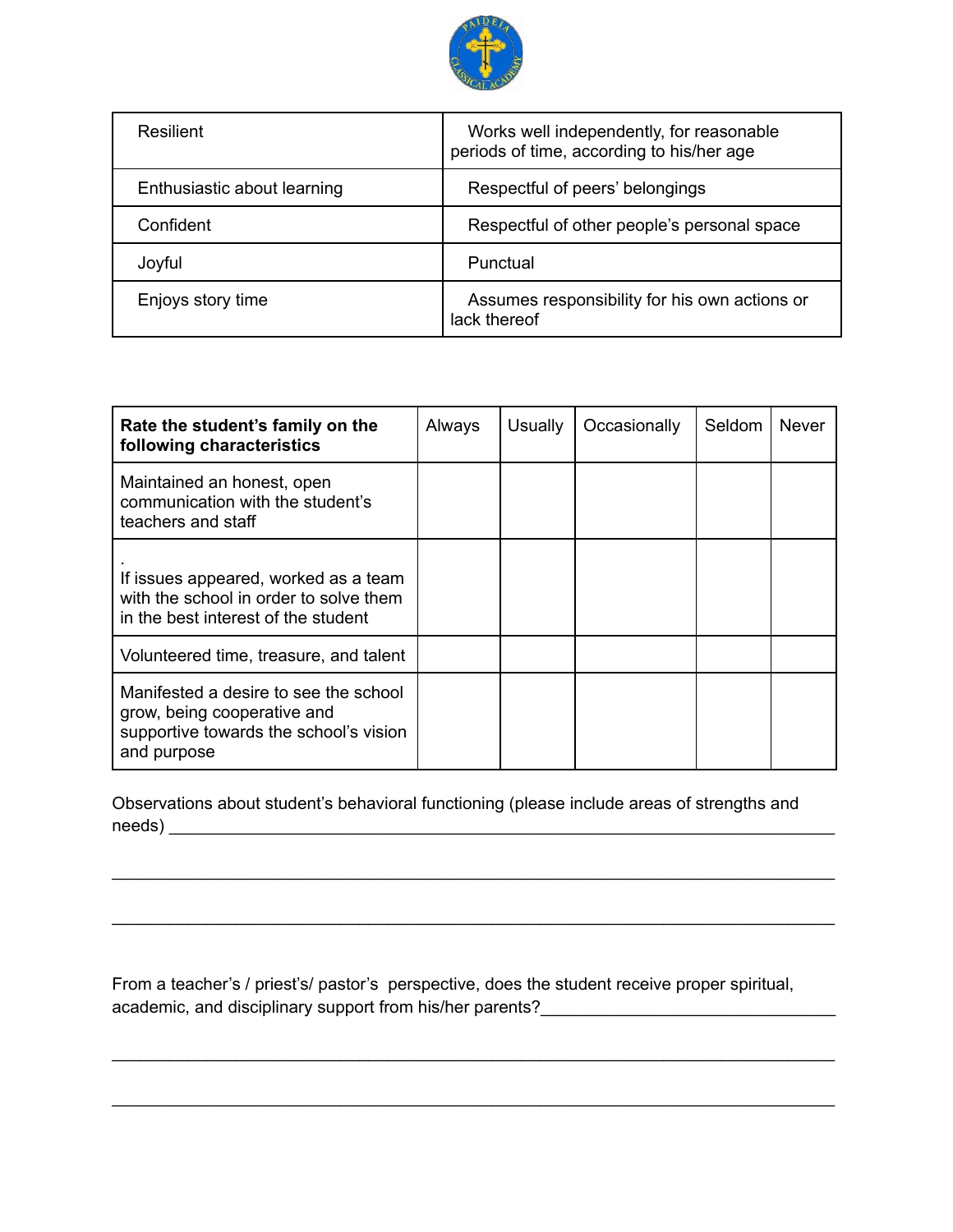| Resilient | Works well independently, for reasonable periods of time, according to his/her age |
|---|---|
| Enthusiastic about learning | Respectful of peers' belongings |
| Confident | Respectful of other people's personal space |
| Joyful | Punctual |
| Enjoys story time | Assumes responsibility for his own actions or lack thereof |

| **Rate the student's family on the following characteristics** | Always | Usually | Occasionally | Seldom | Never |
|---|---|---|---|---|---|
| Maintained an honest, open communication with the student's teachers and staff | | | | | |
| . If issues appeared, worked as a team with the school in order to solve them in the best interest of the student | | | | | |
| Volunteered time, treasure, and talent | | | | | |
| Manifested a desire to see the school grow, being cooperative and supportive towards the school's vision and purpose | | | | | |

Observations about student's behavioral functioning (please include areas of strengths and needs) ___________________________________________________________________________

___________________________________________________________________________

___________________________________________________________________________

From a teacher's / priest's/ pastor's perspective, does the student receive proper spiritual, academic, and disciplinary support from his/her parents?_______________________________

___________________________________________________________________________

___________________________________________________________________________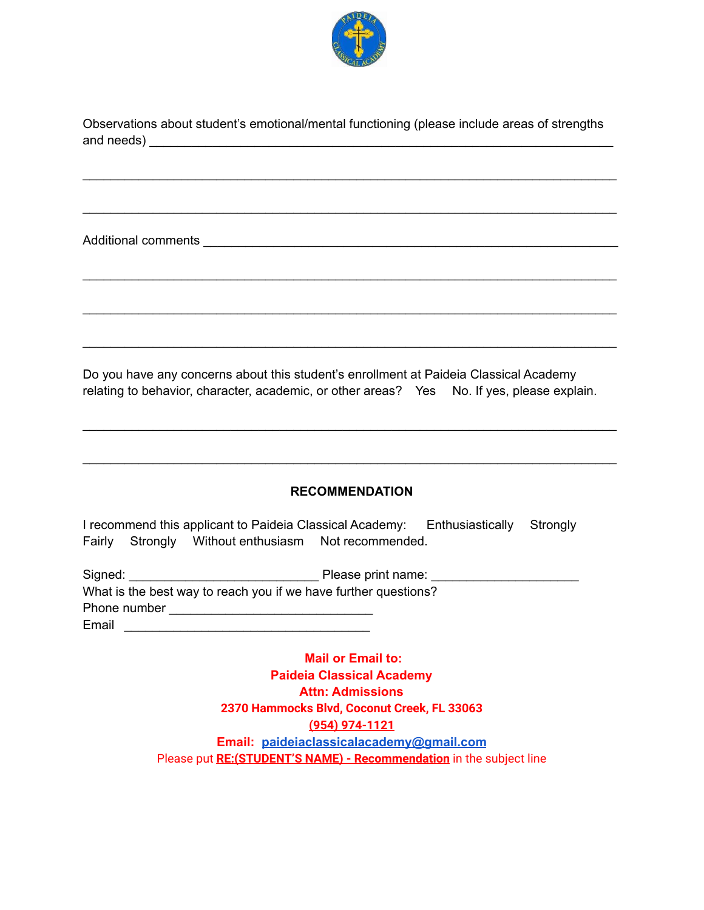Observations about student's emotional/mental functioning (please include areas of strengths and needs) ________________________________________________________________

________________________________________________________________________________

________________________________________________________________________________

Additional comments ____________________________________________________________

________________________________________________________________________________

________________________________________________________________________________

________________________________________________________________________________

Do you have any concerns about this student's enrollment at Paideia Classical Academy relating to behavior, character, academic, or other areas? Yes No. If yes, please explain.

________________________________________________________________________________

________________________________________________________________________________

**RECOMMENDATION**

I recommend this applicant to Paideia Classical Academy: Enthusiastically Strongly Fairly Strongly Without enthusiasm Not recommended.

Signed: ___________________________ Please print name: _____________________

What is the best way to reach you if we have further questions?

Phone number _____________________________

Email ___________________________________

**Mail or Email to:**

**Paideia Classical Academy**

**Attn: Admissions**

**2370 Hammocks Blvd, Coconut Creek, FL 33063**

**(954) 974-1121**

**Email: paideiaclassicalacademy@gmail.com**

Please put **RE:(STUDENT'S NAME) - Recommendation** in the subject line